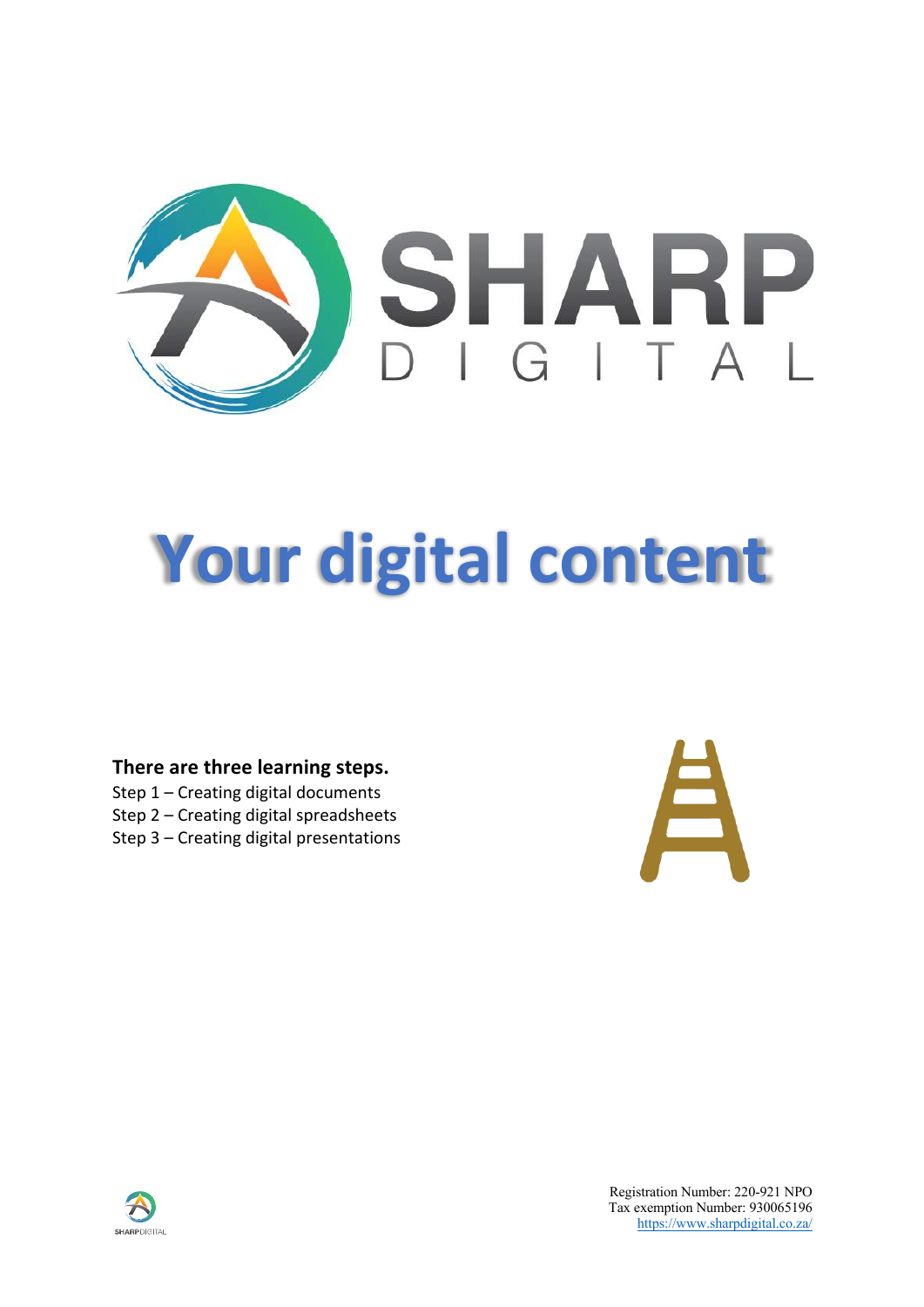# Your digital content

**There are three learning steps.**

Step 1 – Creating digital documents
Step 2 – Creating digital spreadsheets
Step 3 – Creating digital presentations

Registration Number: 220-921 NPO
Tax exemption Number: 930065196
https://www.sharpdigital.co.za/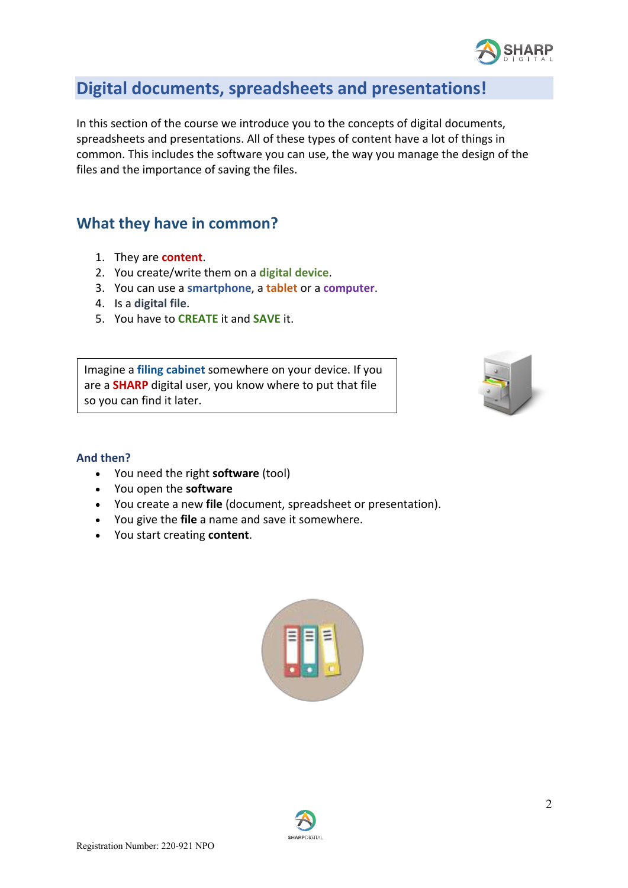## Digital documents, spreadsheets and presentations!

In this section of the course we introduce you to the concepts of digital documents, spreadsheets and presentations. All of these types of content have a lot of things in common. This includes the software you can use, the way you manage the design of the files and the importance of saving the files.

## What they have in common?

1. They are **content**.
2. You create/write them on a **digital device**.
3. You can use a **smartphone**, a **tablet** or a **computer**.
4. Is a **digital file**.
5. You have to **CREATE** it and **SAVE** it.

Imagine a **filing cabinet** somewhere on your device. If you are a **SHARP** digital user, you know where to put that file so you can find it later.

### And then?

- You need the right **software** (tool)
- You open the **software**
- You create a new **file** (document, spreadsheet or presentation).
- You give the **file** a name and save it somewhere.
- You start creating **content**.

Registration Number: 220-921 NPO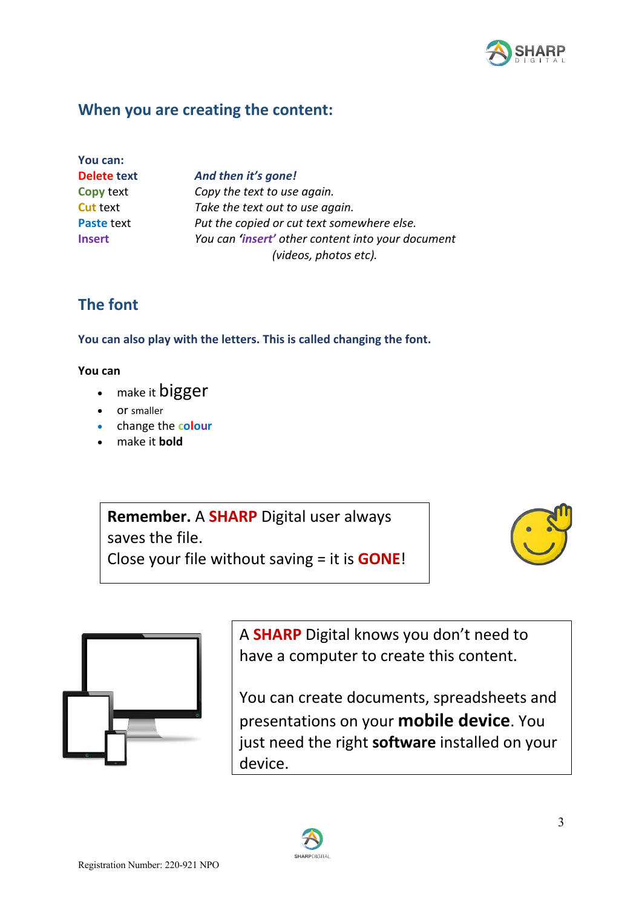## When you are creating the content:

**You can:**

| | |
|---|---|
| **Delete text** | ***And then it's gone!*** |
| **Copy** text | *Copy the text to use again.* |
| **Cut** text | *Take the text out to use again.* |
| **Paste** text | *Put the copied or cut text somewhere else.* |
| **Insert** | *You can* ***'insert'*** *other content into your document (videos, photos etc).* |

## The font

**You can also play with the letters. This is called changing the font.**

**You can**

- make it bigger
- or smaller
- change the colour
- make it **bold**

**Remember.** A **SHARP** Digital user always saves the file.
Close your file without saving = it is **GONE**!

A **SHARP** Digital knows you don't need to have a computer to create this content.

You can create documents, spreadsheets and presentations on your **mobile device**. You just need the right **software** installed on your device.

Registration Number: 220-921 NPO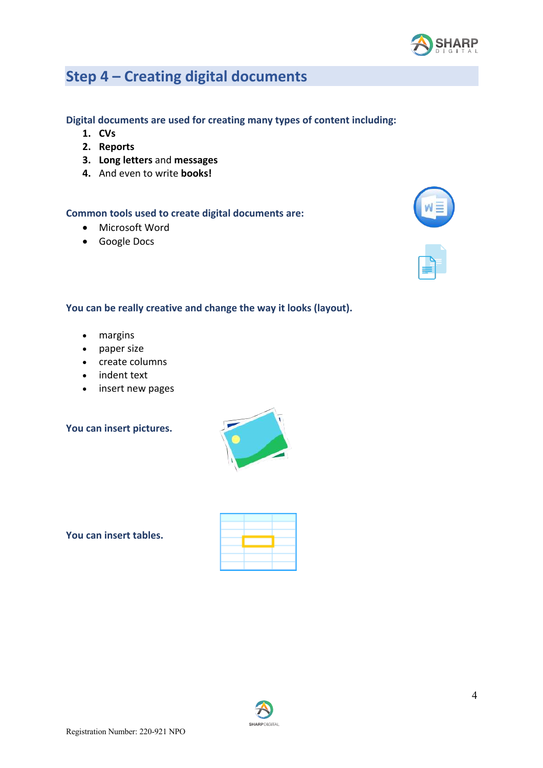## Step 4 – Creating digital documents

**Digital documents are used for creating many types of content including:**

1. **CVs**
2. **Reports**
3. **Long letters** and **messages**
4. And even to write **books!**

**Common tools used to create digital documents are:**

- Microsoft Word
- Google Docs

**You can be really creative and change the way it looks (layout).**

- margins
- paper size
- create columns
- indent text
- insert new pages

**You can insert pictures.**

**You can insert tables.**

Registration Number: 220-921 NPO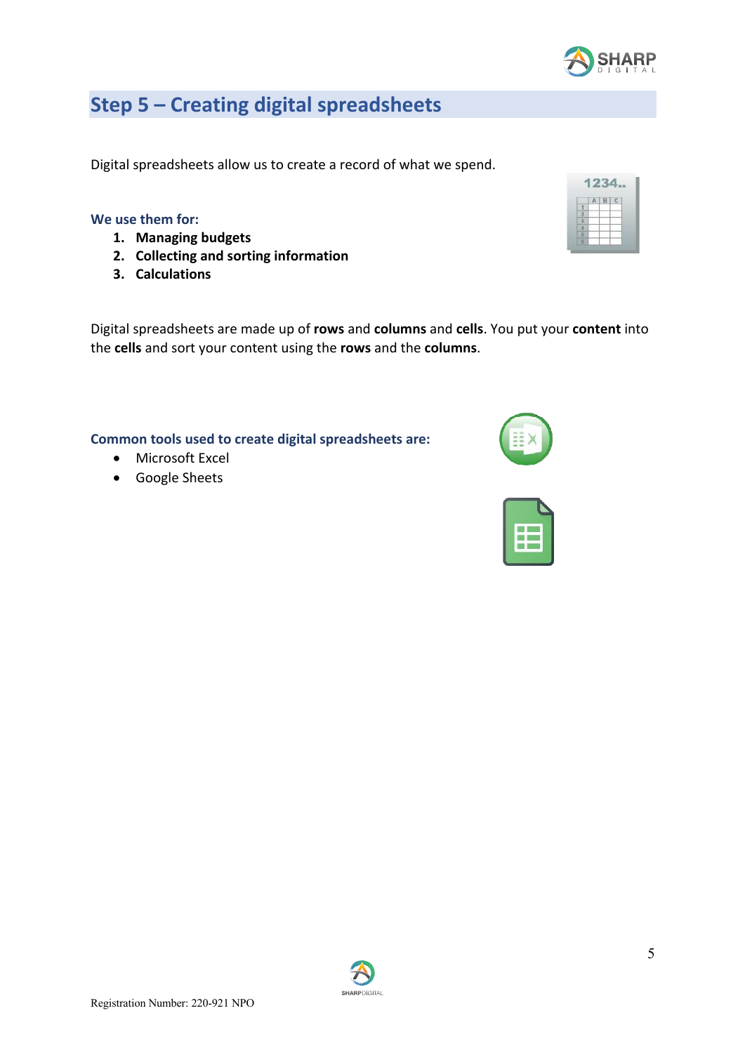## Step 5 – Creating digital spreadsheets

Digital spreadsheets allow us to create a record of what we spend.

**We use them for:**

1. **Managing budgets**
2. **Collecting and sorting information**
3. **Calculations**

Digital spreadsheets are made up of **rows** and **columns** and **cells**. You put your **content** into the **cells** and sort your content using the **rows** and the **columns**.

**Common tools used to create digital spreadsheets are:**

- Microsoft Excel
- Google Sheets

Registration Number: 220-921 NPO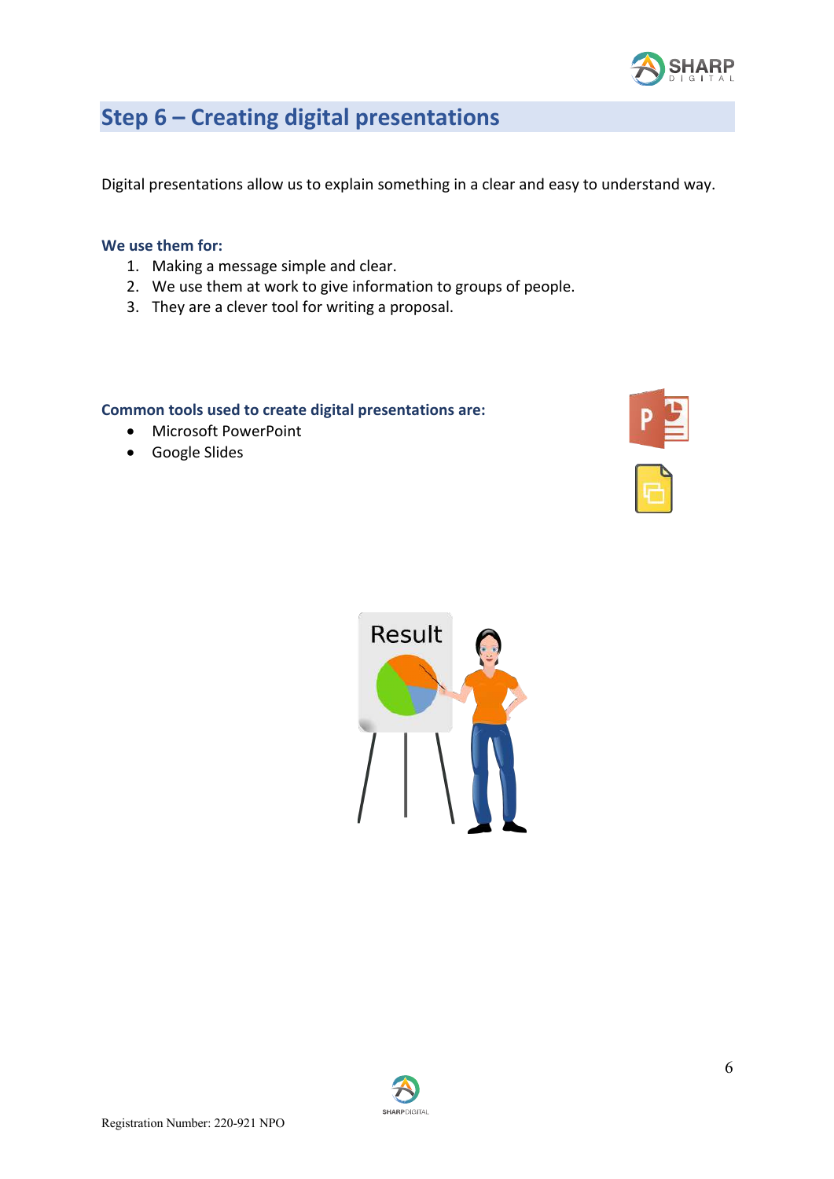## Step 6 – Creating digital presentations

Digital presentations allow us to explain something in a clear and easy to understand way.

**We use them for:**

1. Making a message simple and clear.
2. We use them at work to give information to groups of people.
3. They are a clever tool for writing a proposal.

**Common tools used to create digital presentations are:**

- Microsoft PowerPoint
- Google Slides

Registration Number: 220-921 NPO